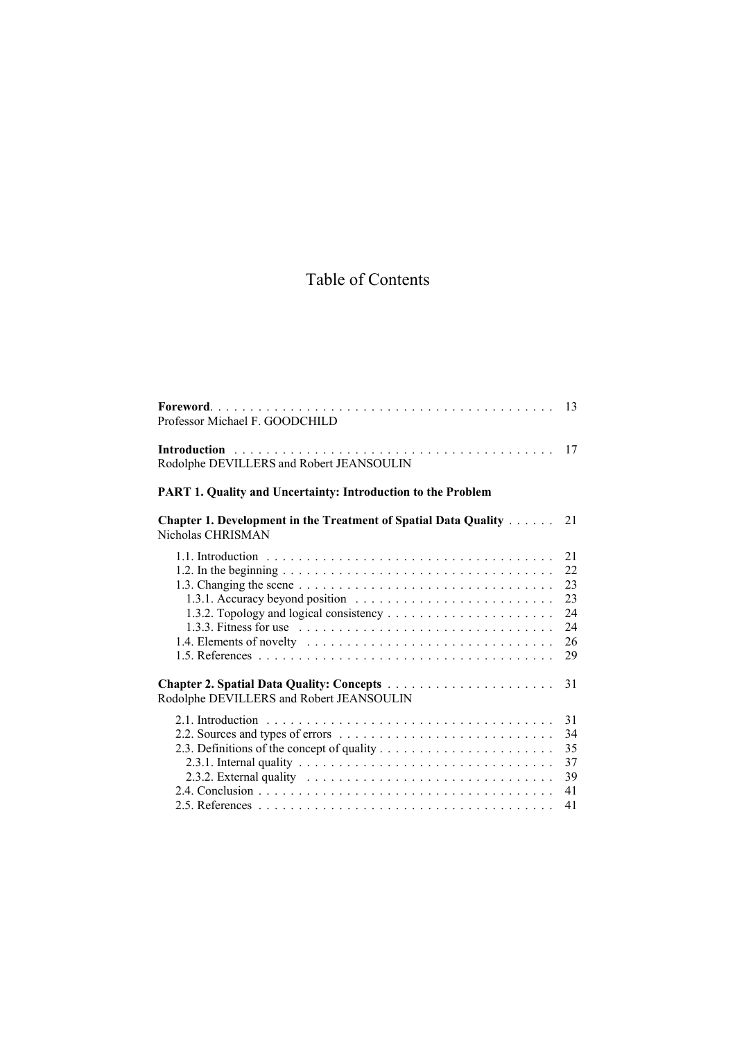# Table of Contents

**Foreword** . . . . . . . . . . 13
Professor Michael F. GOODCHILD

**Introduction** . . . . . . . . . . 17
Rodolphe DEVILLERS and Robert JEANSOULIN

**PART 1. Quality and Uncertainty: Introduction to the Problem**

**Chapter 1. Development in the Treatment of Spatial Data Quality** . . . . . . 21
Nicholas CHRISMAN

- 1.1. Introduction . . . . . . . . . . 21
- 1.2. In the beginning . . . . . . . . . . 22
- 1.3. Changing the scene . . . . . . . . . . 23
  - 1.3.1. Accuracy beyond position . . . . . . . . . . 23
  - 1.3.2. Topology and logical consistency . . . . . . . . . . 24
  - 1.3.3. Fitness for use . . . . . . . . . . 24
- 1.4. Elements of novelty . . . . . . . . . . 26
- 1.5. References . . . . . . . . . . 29

**Chapter 2. Spatial Data Quality: Concepts** . . . . . . . . . . 31
Rodolphe DEVILLERS and Robert JEANSOULIN

- 2.1. Introduction . . . . . . . . . . 31
- 2.2. Sources and types of errors . . . . . . . . . . 34
- 2.3. Definitions of the concept of quality . . . . . . . . . . 35
  - 2.3.1. Internal quality . . . . . . . . . . 37
  - 2.3.2. External quality . . . . . . . . . . 39
- 2.4. Conclusion . . . . . . . . . . 41
- 2.5. References . . . . . . . . . . 41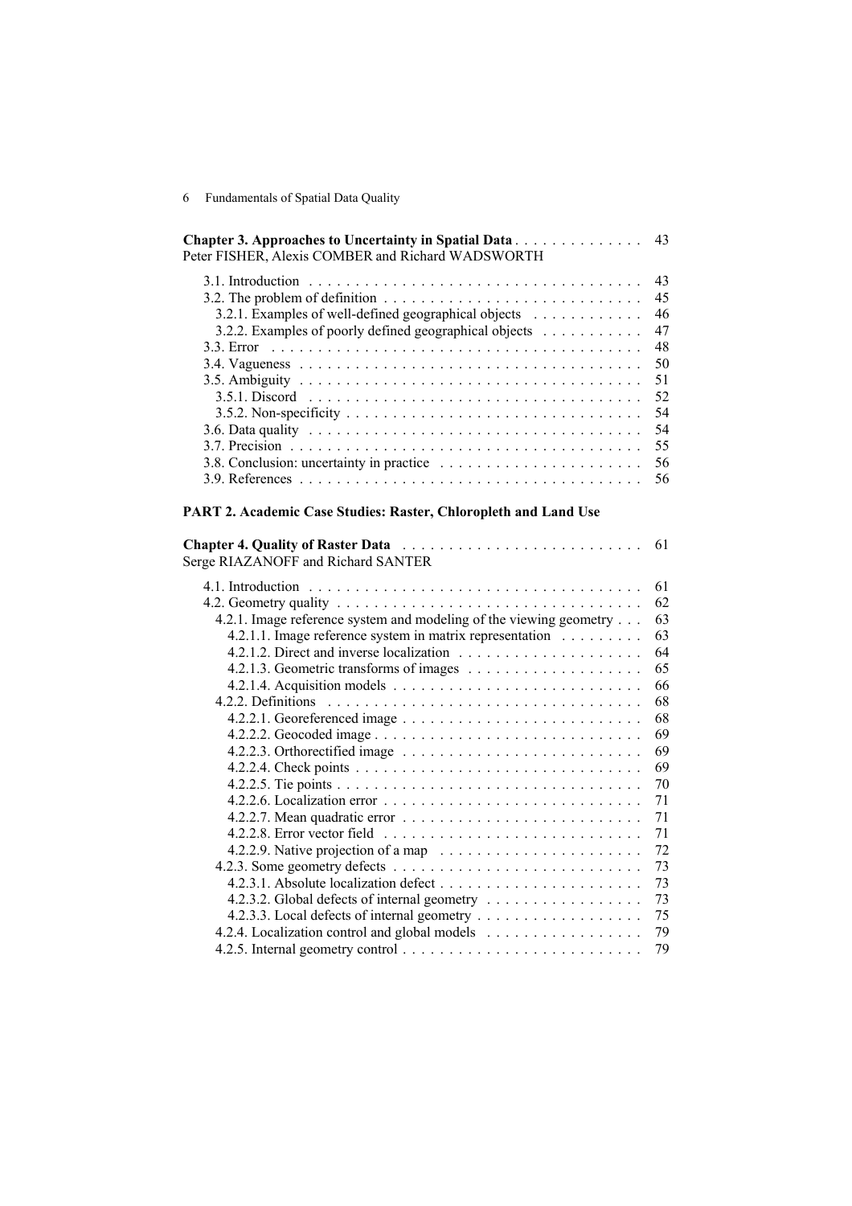**Chapter 3. Approaches to Uncertainty in Spatial Data** . . . . . . . . . . . . . . 43
Peter FISHER, Alexis COMBER and Richard WADSWORTH

3.1. Introduction . . . . . . . . . . . . . . . . . . . . . . . . . . . . . . . . . . . . 43
3.2. The problem of definition . . . . . . . . . . . . . . . . . . . . . . . . . . . . 45
3.2.1. Examples of well-defined geographical objects . . . . . . . . . . . . 46
3.2.2. Examples of poorly defined geographical objects . . . . . . . . . . . 47
3.3. Error . . . . . . . . . . . . . . . . . . . . . . . . . . . . . . . . . . . . . . . 48
3.4. Vagueness . . . . . . . . . . . . . . . . . . . . . . . . . . . . . . . . . . . . 50
3.5. Ambiguity . . . . . . . . . . . . . . . . . . . . . . . . . . . . . . . . . . . . 51
3.5.1. Discord . . . . . . . . . . . . . . . . . . . . . . . . . . . . . . . . . . . 52
3.5.2. Non-specificity . . . . . . . . . . . . . . . . . . . . . . . . . . . . . . . 54
3.6. Data quality . . . . . . . . . . . . . . . . . . . . . . . . . . . . . . . . . . . 54
3.7. Precision . . . . . . . . . . . . . . . . . . . . . . . . . . . . . . . . . . . . . 55
3.8. Conclusion: uncertainty in practice . . . . . . . . . . . . . . . . . . . . . 56
3.9. References . . . . . . . . . . . . . . . . . . . . . . . . . . . . . . . . . . . . 56

**PART 2. Academic Case Studies: Raster, Chloropleth and Land Use**

**Chapter 4. Quality of Raster Data** . . . . . . . . . . . . . . . . . . . . . . . . . 61
Serge RIAZANOFF and Richard SANTER

4.1. Introduction . . . . . . . . . . . . . . . . . . . . . . . . . . . . . . . . . . . . 61
4.2. Geometry quality . . . . . . . . . . . . . . . . . . . . . . . . . . . . . . . . . 62
4.2.1. Image reference system and modeling of the viewing geometry . . . 63
4.2.1.1. Image reference system in matrix representation . . . . . . . . . 63
4.2.1.2. Direct and inverse localization . . . . . . . . . . . . . . . . . . . . 64
4.2.1.3. Geometric transforms of images . . . . . . . . . . . . . . . . . . . 65
4.2.1.4. Acquisition models . . . . . . . . . . . . . . . . . . . . . . . . . . . 66
4.2.2. Definitions . . . . . . . . . . . . . . . . . . . . . . . . . . . . . . . . . . 68
4.2.2.1. Georeferenced image . . . . . . . . . . . . . . . . . . . . . . . . . . 68
4.2.2.2. Geocoded image . . . . . . . . . . . . . . . . . . . . . . . . . . . . . 69
4.2.2.3. Orthorectified image . . . . . . . . . . . . . . . . . . . . . . . . . . 69
4.2.2.4. Check points . . . . . . . . . . . . . . . . . . . . . . . . . . . . . . . 69
4.2.2.5. Tie points . . . . . . . . . . . . . . . . . . . . . . . . . . . . . . . . . 70
4.2.2.6. Localization error . . . . . . . . . . . . . . . . . . . . . . . . . . . . 71
4.2.2.7. Mean quadratic error . . . . . . . . . . . . . . . . . . . . . . . . . . 71
4.2.2.8. Error vector field . . . . . . . . . . . . . . . . . . . . . . . . . . . . 71
4.2.2.9. Native projection of a map . . . . . . . . . . . . . . . . . . . . . . 72
4.2.3. Some geometry defects . . . . . . . . . . . . . . . . . . . . . . . . . . . 73
4.2.3.1. Absolute localization defect . . . . . . . . . . . . . . . . . . . . . . 73
4.2.3.2. Global defects of internal geometry . . . . . . . . . . . . . . . . . 73
4.2.3.3. Local defects of internal geometry . . . . . . . . . . . . . . . . . . 75
4.2.4. Localization control and global models . . . . . . . . . . . . . . . . . 79
4.2.5. Internal geometry control . . . . . . . . . . . . . . . . . . . . . . . . . . 79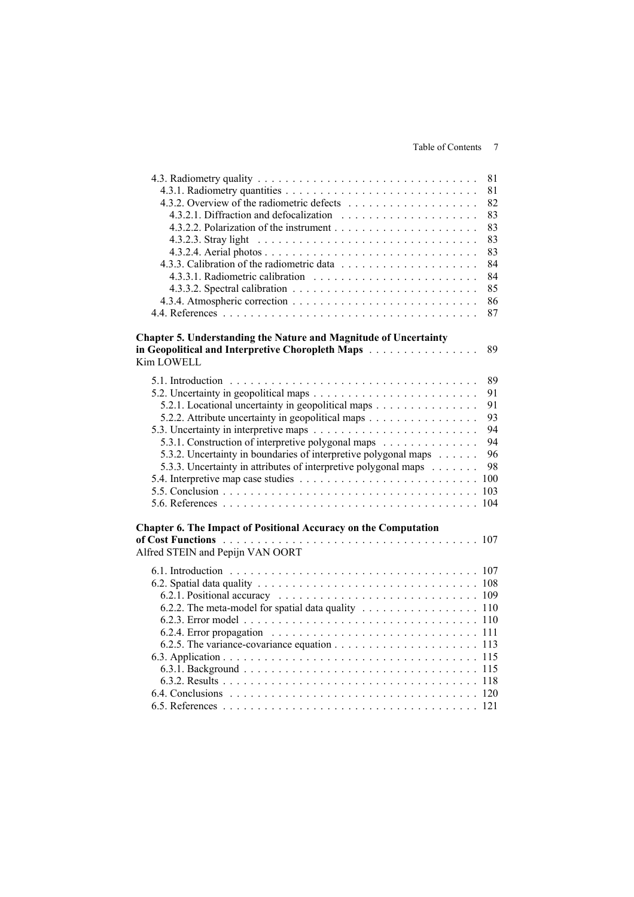4.3. Radiometry quality . . . . . . . . . . . . . . . . . . . . . . . . . . . . . . . . 81
4.3.1. Radiometry quantities . . . . . . . . . . . . . . . . . . . . . . . . . . . . 81
4.3.2. Overview of the radiometric defects . . . . . . . . . . . . . . . . . . . 82
4.3.2.1. Diffraction and defocalization . . . . . . . . . . . . . . . . . . . . 83
4.3.2.2. Polarization of the instrument . . . . . . . . . . . . . . . . . . . . . 83
4.3.2.3. Stray light . . . . . . . . . . . . . . . . . . . . . . . . . . . . . . . 83
4.3.2.4. Aerial photos . . . . . . . . . . . . . . . . . . . . . . . . . . . . . . 83
4.3.3. Calibration of the radiometric data . . . . . . . . . . . . . . . . . . . . 84
4.3.3.1. Radiometric calibration . . . . . . . . . . . . . . . . . . . . . . . . 84
4.3.3.2. Spectral calibration . . . . . . . . . . . . . . . . . . . . . . . . . . 85
4.3.4. Atmospheric correction . . . . . . . . . . . . . . . . . . . . . . . . . . 86
4.4. References . . . . . . . . . . . . . . . . . . . . . . . . . . . . . . . . . . . 87

**Chapter 5. Understanding the Nature and Magnitude of Uncertainty in Geopolitical and Interpretive Choropleth Maps** . . . . . . . . . . . . . . . . 89
Kim LOWELL

5.1. Introduction . . . . . . . . . . . . . . . . . . . . . . . . . . . . . . . . . . . 89
5.2. Uncertainty in geopolitical maps . . . . . . . . . . . . . . . . . . . . . . . . 91
5.2.1. Locational uncertainty in geopolitical maps . . . . . . . . . . . . . . . 91
5.2.2. Attribute uncertainty in geopolitical maps . . . . . . . . . . . . . . . . 93
5.3. Uncertainty in interpretive maps . . . . . . . . . . . . . . . . . . . . . . . . 94
5.3.1. Construction of interpretive polygonal maps . . . . . . . . . . . . . . 94
5.3.2. Uncertainty in boundaries of interpretive polygonal maps . . . . . . 96
5.3.3. Uncertainty in attributes of interpretive polygonal maps . . . . . . . 98
5.4. Interpretive map case studies . . . . . . . . . . . . . . . . . . . . . . . . . . 100
5.5. Conclusion . . . . . . . . . . . . . . . . . . . . . . . . . . . . . . . . . . . . 103
5.6. References . . . . . . . . . . . . . . . . . . . . . . . . . . . . . . . . . . . . 104

**Chapter 6. The Impact of Positional Accuracy on the Computation of Cost Functions** . . . . . . . . . . . . . . . . . . . . . . . . . . . . . . . . . . 107
Alfred STEIN and Pepijn VAN OORT

6.1. Introduction . . . . . . . . . . . . . . . . . . . . . . . . . . . . . . . . . . . 107
6.2. Spatial data quality . . . . . . . . . . . . . . . . . . . . . . . . . . . . . . . 108
6.2.1. Positional accuracy . . . . . . . . . . . . . . . . . . . . . . . . . . . . 109
6.2.2. The meta-model for spatial data quality . . . . . . . . . . . . . . . . . 110
6.2.3. Error model . . . . . . . . . . . . . . . . . . . . . . . . . . . . . . . . . 110
6.2.4. Error propagation . . . . . . . . . . . . . . . . . . . . . . . . . . . . . 111
6.2.5. The variance-covariance equation . . . . . . . . . . . . . . . . . . . . 113
6.3. Application . . . . . . . . . . . . . . . . . . . . . . . . . . . . . . . . . . . . 115
6.3.1. Background . . . . . . . . . . . . . . . . . . . . . . . . . . . . . . . . . 115
6.3.2. Results . . . . . . . . . . . . . . . . . . . . . . . . . . . . . . . . . . . . 118
6.4. Conclusions . . . . . . . . . . . . . . . . . . . . . . . . . . . . . . . . . . . 120
6.5. References . . . . . . . . . . . . . . . . . . . . . . . . . . . . . . . . . . . . 121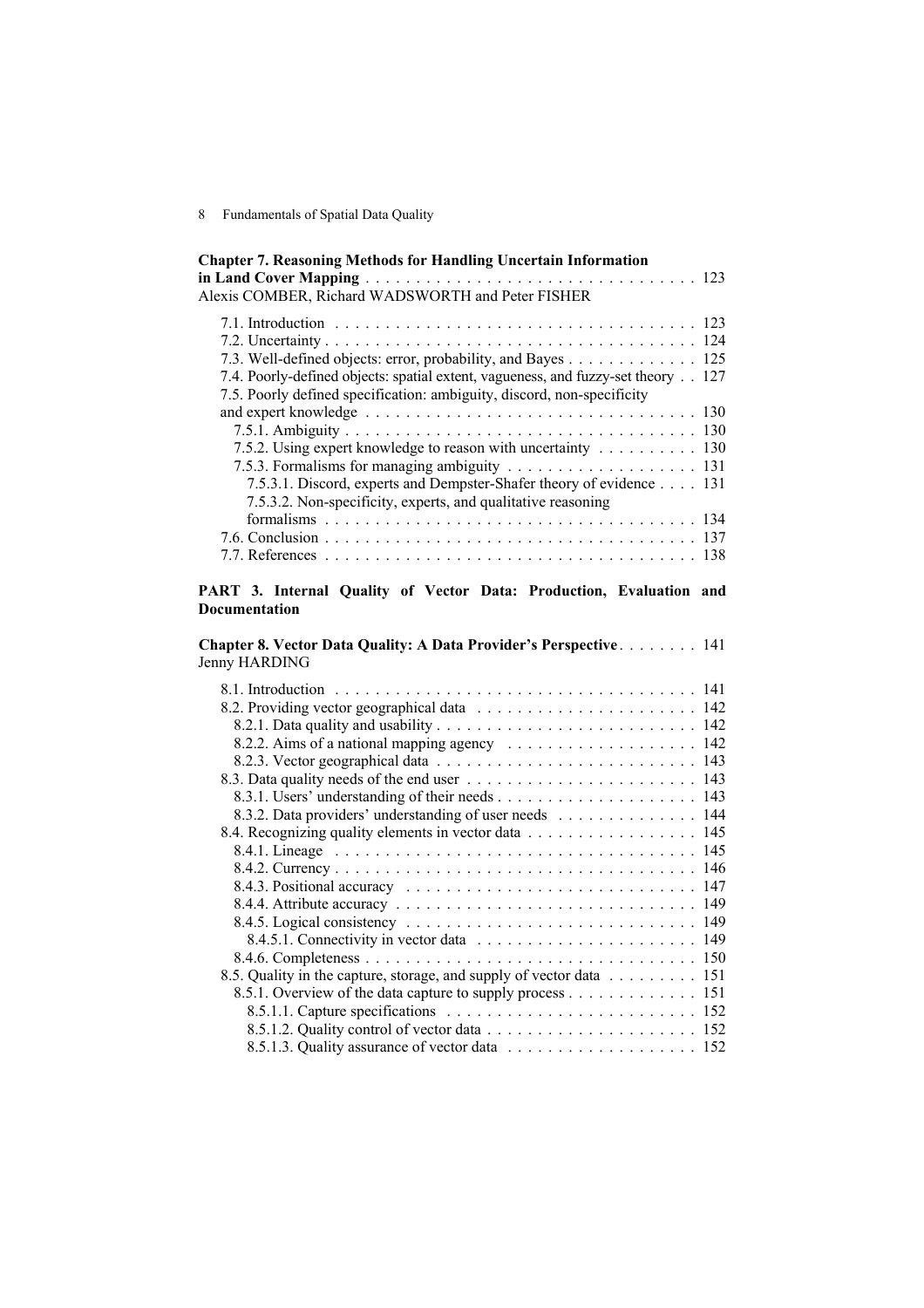**Chapter 7. Reasoning Methods for Handling Uncertain Information in Land Cover Mapping** . . . . . . . . . . . . . . . . . . . . . . . . . . . . . . . . 123
Alexis COMBER, Richard WADSWORTH and Peter FISHER

7.1. Introduction . . . . . . . . . . . . . . . . . . . . . . . . . . . . . . . . . . . 123
7.2. Uncertainty . . . . . . . . . . . . . . . . . . . . . . . . . . . . . . . . . . . 124
7.3. Well-defined objects: error, probability, and Bayes . . . . . . . . . . . . . 125
7.4. Poorly-defined objects: spatial extent, vagueness, and fuzzy-set theory . . 127
7.5. Poorly defined specification: ambiguity, discord, non-specificity and expert knowledge . . . . . . . . . . . . . . . . . . . . . . . . . . . . . . . 130
7.5.1. Ambiguity . . . . . . . . . . . . . . . . . . . . . . . . . . . . . . . . . 130
7.5.2. Using expert knowledge to reason with uncertainty . . . . . . . . . . 130
7.5.3. Formalisms for managing ambiguity . . . . . . . . . . . . . . . . . . 131
7.5.3.1. Discord, experts and Dempster-Shafer theory of evidence . . . . 131
7.5.3.2. Non-specificity, experts, and qualitative reasoning formalisms . . . . . . . . . . . . . . . . . . . . . . . . . . . . . . . . . . . 134
7.6. Conclusion . . . . . . . . . . . . . . . . . . . . . . . . . . . . . . . . . . . 137
7.7. References . . . . . . . . . . . . . . . . . . . . . . . . . . . . . . . . . . . 138

**PART 3. Internal Quality of Vector Data: Production, Evaluation and Documentation**

**Chapter 8. Vector Data Quality: A Data Provider's Perspective** . . . . . . . . 141
Jenny HARDING

8.1. Introduction . . . . . . . . . . . . . . . . . . . . . . . . . . . . . . . . . . . 141
8.2. Providing vector geographical data . . . . . . . . . . . . . . . . . . . . . . 142
8.2.1. Data quality and usability . . . . . . . . . . . . . . . . . . . . . . . . . 142
8.2.2. Aims of a national mapping agency . . . . . . . . . . . . . . . . . . . 142
8.2.3. Vector geographical data . . . . . . . . . . . . . . . . . . . . . . . . . 143
8.3. Data quality needs of the end user . . . . . . . . . . . . . . . . . . . . . . 143
8.3.1. Users' understanding of their needs . . . . . . . . . . . . . . . . . . . 143
8.3.2. Data providers' understanding of user needs . . . . . . . . . . . . . . 144
8.4. Recognizing quality elements in vector data . . . . . . . . . . . . . . . . . 145
8.4.1. Lineage . . . . . . . . . . . . . . . . . . . . . . . . . . . . . . . . . . . 145
8.4.2. Currency . . . . . . . . . . . . . . . . . . . . . . . . . . . . . . . . . . 146
8.4.3. Positional accuracy . . . . . . . . . . . . . . . . . . . . . . . . . . . . 147
8.4.4. Attribute accuracy . . . . . . . . . . . . . . . . . . . . . . . . . . . . . 149
8.4.5. Logical consistency . . . . . . . . . . . . . . . . . . . . . . . . . . . . 149
8.4.5.1. Connectivity in vector data . . . . . . . . . . . . . . . . . . . . . . 149
8.4.6. Completeness . . . . . . . . . . . . . . . . . . . . . . . . . . . . . . . . 150
8.5. Quality in the capture, storage, and supply of vector data . . . . . . . . . 151
8.5.1. Overview of the data capture to supply process . . . . . . . . . . . . . 151
8.5.1.1. Capture specifications . . . . . . . . . . . . . . . . . . . . . . . . . 152
8.5.1.2. Quality control of vector data . . . . . . . . . . . . . . . . . . . . . 152
8.5.1.3. Quality assurance of vector data . . . . . . . . . . . . . . . . . . . 152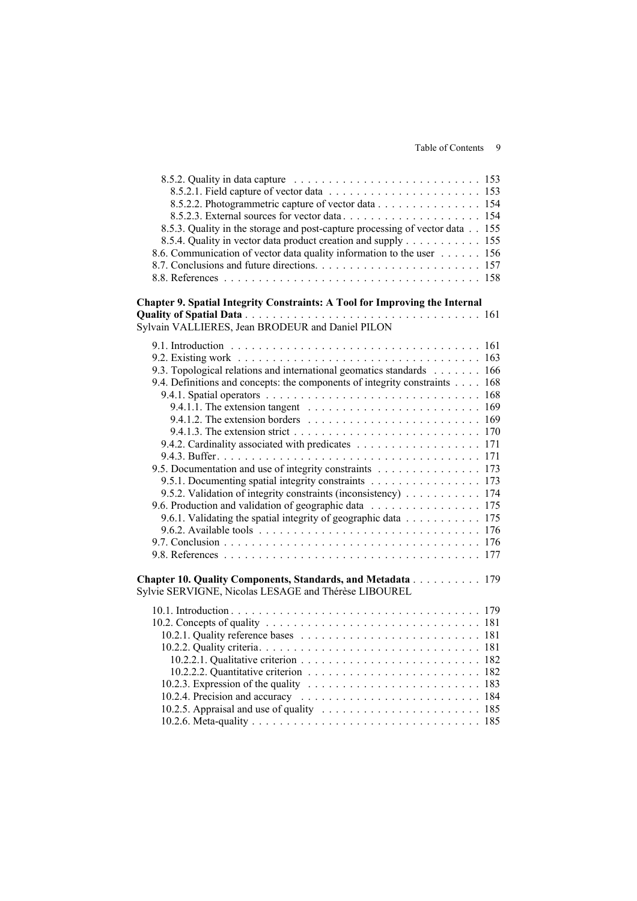8.5.2. Quality in data capture . . . . . . . . . . . . . . . . . . . . . . . . . . . 153
8.5.2.1. Field capture of vector data . . . . . . . . . . . . . . . . . . . . . . 153
8.5.2.2. Photogrammetric capture of vector data . . . . . . . . . . . . . . . 154
8.5.2.3. External sources for vector data . . . . . . . . . . . . . . . . . . . . 154
8.5.3. Quality in the storage and post-capture processing of vector data . . 155
8.5.4. Quality in vector data product creation and supply . . . . . . . . . . 155
8.6. Communication of vector data quality information to the user . . . . . . 156
8.7. Conclusions and future directions. . . . . . . . . . . . . . . . . . . . . . . . 157
8.8. References . . . . . . . . . . . . . . . . . . . . . . . . . . . . . . . . . . . . 158

**Chapter 9. Spatial Integrity Constraints: A Tool for Improving the Internal Quality of Spatial Data** . . . . . . . . . . . . . . . . . . . . . . . . . . . . . . . . . . 161
Sylvain VALLIERES, Jean BRODEUR and Daniel PILON

9.1. Introduction . . . . . . . . . . . . . . . . . . . . . . . . . . . . . . . . . . . . 161
9.2. Existing work . . . . . . . . . . . . . . . . . . . . . . . . . . . . . . . . . . . 163
9.3. Topological relations and international geomatics standards . . . . . . . 166
9.4. Definitions and concepts: the components of integrity constraints . . . . 168
9.4.1. Spatial operators . . . . . . . . . . . . . . . . . . . . . . . . . . . . . . 168
9.4.1.1. The extension tangent . . . . . . . . . . . . . . . . . . . . . . . . . 169
9.4.1.2. The extension borders . . . . . . . . . . . . . . . . . . . . . . . . . 169
9.4.1.3. The extension strict . . . . . . . . . . . . . . . . . . . . . . . . . . 170
9.4.2. Cardinality associated with predicates . . . . . . . . . . . . . . . . . . 171
9.4.3. Buffer. . . . . . . . . . . . . . . . . . . . . . . . . . . . . . . . . . . . . 171
9.5. Documentation and use of integrity constraints . . . . . . . . . . . . . . . 173
9.5.1. Documenting spatial integrity constraints . . . . . . . . . . . . . . . . 173
9.5.2. Validation of integrity constraints (inconsistency) . . . . . . . . . . . 174
9.6. Production and validation of geographic data . . . . . . . . . . . . . . . . 175
9.6.1. Validating the spatial integrity of geographic data . . . . . . . . . . . 175
9.6.2. Available tools . . . . . . . . . . . . . . . . . . . . . . . . . . . . . . . . 176
9.7. Conclusion . . . . . . . . . . . . . . . . . . . . . . . . . . . . . . . . . . . . 176
9.8. References . . . . . . . . . . . . . . . . . . . . . . . . . . . . . . . . . . . . 177

**Chapter 10. Quality Components, Standards, and Metadata** . . . . . . . . . . 179
Sylvie SERVIGNE, Nicolas LESAGE and Thérèse LIBOUREL

10.1. Introduction . . . . . . . . . . . . . . . . . . . . . . . . . . . . . . . . . . . 179
10.2. Concepts of quality . . . . . . . . . . . . . . . . . . . . . . . . . . . . . . . 181
10.2.1. Quality reference bases . . . . . . . . . . . . . . . . . . . . . . . . . . 181
10.2.2. Quality criteria. . . . . . . . . . . . . . . . . . . . . . . . . . . . . . . . 181
10.2.2.1. Qualitative criterion . . . . . . . . . . . . . . . . . . . . . . . . . . 182
10.2.2.2. Quantitative criterion . . . . . . . . . . . . . . . . . . . . . . . . . 182
10.2.3. Expression of the quality . . . . . . . . . . . . . . . . . . . . . . . . . 183
10.2.4. Precision and accuracy . . . . . . . . . . . . . . . . . . . . . . . . . . 184
10.2.5. Appraisal and use of quality . . . . . . . . . . . . . . . . . . . . . . . 185
10.2.6. Meta-quality . . . . . . . . . . . . . . . . . . . . . . . . . . . . . . . . . 185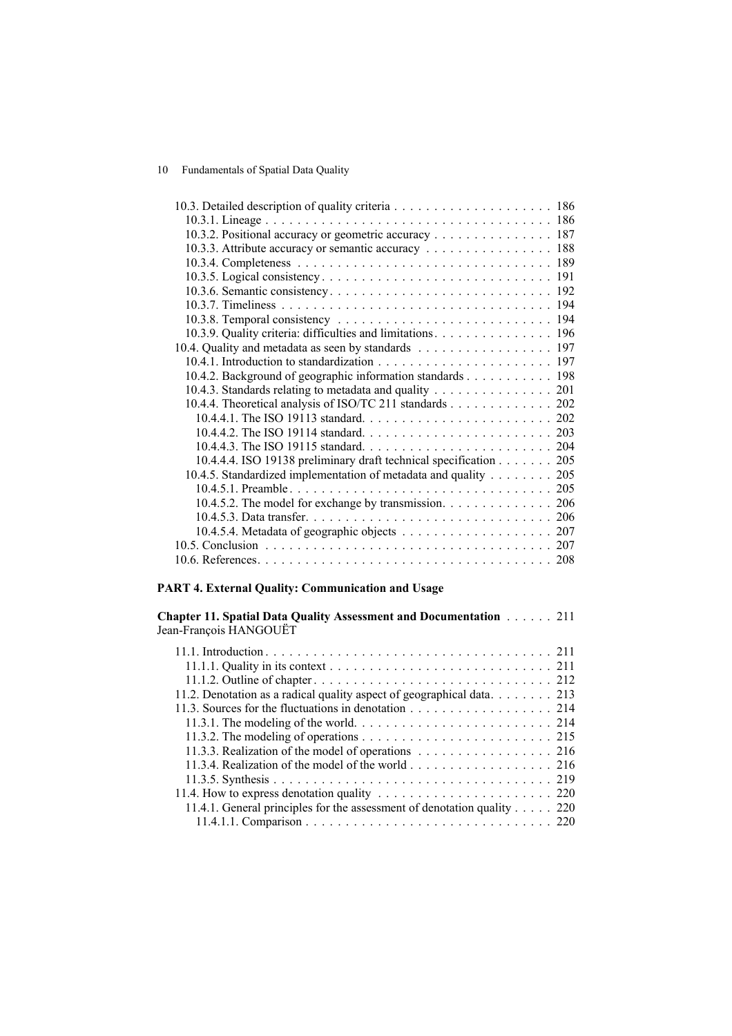10.3. Detailed description of quality criteria . . . . . . . . . . . . . . . . . . . . 186
10.3.1. Lineage . . . . . . . . . . . . . . . . . . . . . . . . . . . . . . . . . . . . 186
10.3.2. Positional accuracy or geometric accuracy . . . . . . . . . . . . . . . 187
10.3.3. Attribute accuracy or semantic accuracy . . . . . . . . . . . . . . . . 188
10.3.4. Completeness . . . . . . . . . . . . . . . . . . . . . . . . . . . . . . . . 189
10.3.5. Logical consistency . . . . . . . . . . . . . . . . . . . . . . . . . . . . 191
10.3.6. Semantic consistency . . . . . . . . . . . . . . . . . . . . . . . . . . . 192
10.3.7. Timeliness . . . . . . . . . . . . . . . . . . . . . . . . . . . . . . . . . . 194
10.3.8. Temporal consistency . . . . . . . . . . . . . . . . . . . . . . . . . . . 194
10.3.9. Quality criteria: difficulties and limitations . . . . . . . . . . . . . . . 196
10.4. Quality and metadata as seen by standards . . . . . . . . . . . . . . . . . 197
10.4.1. Introduction to standardization . . . . . . . . . . . . . . . . . . . . . . 197
10.4.2. Background of geographic information standards . . . . . . . . . . . 198
10.4.3. Standards relating to metadata and quality . . . . . . . . . . . . . . . 201
10.4.4. Theoretical analysis of ISO/TC 211 standards . . . . . . . . . . . . . 202
10.4.4.1. The ISO 19113 standard. . . . . . . . . . . . . . . . . . . . . . . . . 202
10.4.4.2. The ISO 19114 standard. . . . . . . . . . . . . . . . . . . . . . . . . 203
10.4.4.3. The ISO 19115 standard. . . . . . . . . . . . . . . . . . . . . . . . . 204
10.4.4.4. ISO 19138 preliminary draft technical specification . . . . . . . 205
10.4.5. Standardized implementation of metadata and quality . . . . . . . . 205
10.4.5.1. Preamble . . . . . . . . . . . . . . . . . . . . . . . . . . . . . . . . . . 205
10.4.5.2. The model for exchange by transmission. . . . . . . . . . . . . . . 206
10.4.5.3. Data transfer. . . . . . . . . . . . . . . . . . . . . . . . . . . . . . . . 206
10.4.5.4. Metadata of geographic objects . . . . . . . . . . . . . . . . . . . . 207
10.5. Conclusion . . . . . . . . . . . . . . . . . . . . . . . . . . . . . . . . . . . . . 207
10.6. References. . . . . . . . . . . . . . . . . . . . . . . . . . . . . . . . . . . . . 208

**PART 4. External Quality: Communication and Usage**

**Chapter 11. Spatial Data Quality Assessment and Documentation** . . . . . . 211
Jean-François HANGOUËT

11.1. Introduction . . . . . . . . . . . . . . . . . . . . . . . . . . . . . . . . . . . . 211
11.1.1. Quality in its context . . . . . . . . . . . . . . . . . . . . . . . . . . . . 211
11.1.2. Outline of chapter . . . . . . . . . . . . . . . . . . . . . . . . . . . . . . 212
11.2. Denotation as a radical quality aspect of geographical data. . . . . . . . 213
11.3. Sources for the fluctuations in denotation . . . . . . . . . . . . . . . . . . 214
11.3.1. The modeling of the world. . . . . . . . . . . . . . . . . . . . . . . . . 214
11.3.2. The modeling of operations . . . . . . . . . . . . . . . . . . . . . . . . 215
11.3.3. Realization of the model of operations . . . . . . . . . . . . . . . . . 216
11.3.4. Realization of the model of the world . . . . . . . . . . . . . . . . . . 216
11.3.5. Synthesis . . . . . . . . . . . . . . . . . . . . . . . . . . . . . . . . . . . . 219
11.4. How to express denotation quality . . . . . . . . . . . . . . . . . . . . . . 220
11.4.1. General principles for the assessment of denotation quality . . . . . 220
11.4.1.1. Comparison . . . . . . . . . . . . . . . . . . . . . . . . . . . . . . . . . 220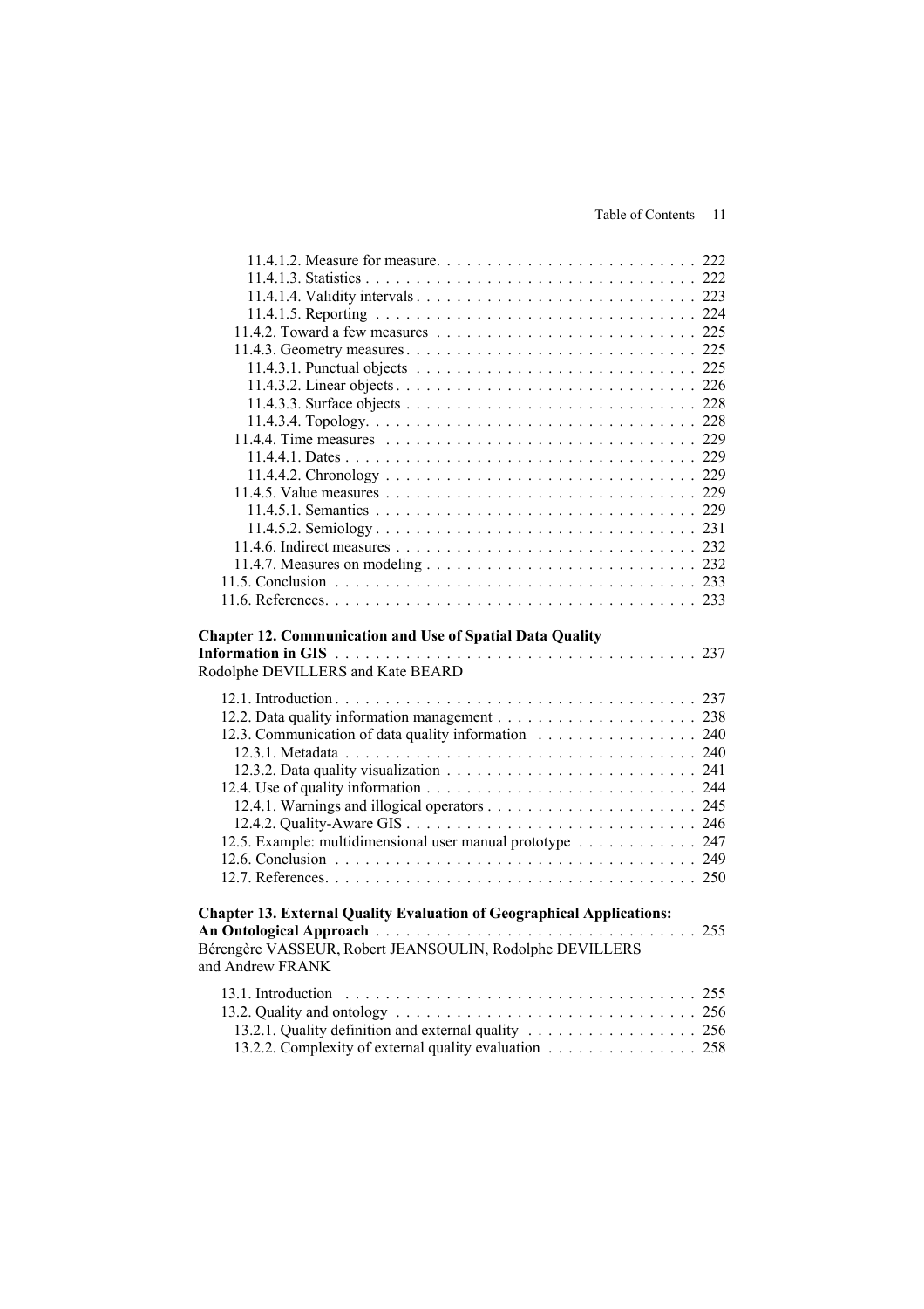11.4.1.2. Measure for measure. . . . . . . . . . . . . . . . . . . . . . . . . . 222
11.4.1.3. Statistics . . . . . . . . . . . . . . . . . . . . . . . . . . . . . . . . . 222
11.4.1.4. Validity intervals . . . . . . . . . . . . . . . . . . . . . . . . . . . . 223
11.4.1.5. Reporting . . . . . . . . . . . . . . . . . . . . . . . . . . . . . . . . 224
11.4.2. Toward a few measures . . . . . . . . . . . . . . . . . . . . . . . . . . 225
11.4.3. Geometry measures . . . . . . . . . . . . . . . . . . . . . . . . . . . . . 225
11.4.3.1. Punctual objects . . . . . . . . . . . . . . . . . . . . . . . . . . . . 225
11.4.3.2. Linear objects . . . . . . . . . . . . . . . . . . . . . . . . . . . . . . 226
11.4.3.3. Surface objects . . . . . . . . . . . . . . . . . . . . . . . . . . . . . 228
11.4.3.4. Topology. . . . . . . . . . . . . . . . . . . . . . . . . . . . . . . . . 228
11.4.4. Time measures . . . . . . . . . . . . . . . . . . . . . . . . . . . . . . . 229
11.4.4.1. Dates . . . . . . . . . . . . . . . . . . . . . . . . . . . . . . . . . . . 229
11.4.4.2. Chronology . . . . . . . . . . . . . . . . . . . . . . . . . . . . . . . 229
11.4.5. Value measures . . . . . . . . . . . . . . . . . . . . . . . . . . . . . . . 229
11.4.5.1. Semantics . . . . . . . . . . . . . . . . . . . . . . . . . . . . . . . . 229
11.4.5.2. Semiology . . . . . . . . . . . . . . . . . . . . . . . . . . . . . . . . 231
11.4.6. Indirect measures . . . . . . . . . . . . . . . . . . . . . . . . . . . . . . 232
11.4.7. Measures on modeling . . . . . . . . . . . . . . . . . . . . . . . . . . . 232
11.5. Conclusion . . . . . . . . . . . . . . . . . . . . . . . . . . . . . . . . . . . 233
11.6. References. . . . . . . . . . . . . . . . . . . . . . . . . . . . . . . . . . . . 233

**Chapter 12. Communication and Use of Spatial Data Quality Information in GIS** . . . . . . . . . . . . . . . . . . . . . . . . . . . . . . . . . . . 237
Rodolphe DEVILLERS and Kate BEARD

12.1. Introduction . . . . . . . . . . . . . . . . . . . . . . . . . . . . . . . . . . . 237
12.2. Data quality information management . . . . . . . . . . . . . . . . . . . 238
12.3. Communication of data quality information . . . . . . . . . . . . . . . 240
12.3.1. Metadata . . . . . . . . . . . . . . . . . . . . . . . . . . . . . . . . . . 240
12.3.2. Data quality visualization . . . . . . . . . . . . . . . . . . . . . . . . 241
12.4. Use of quality information . . . . . . . . . . . . . . . . . . . . . . . . . . 244
12.4.1. Warnings and illogical operators . . . . . . . . . . . . . . . . . . . . 245
12.4.2. Quality-Aware GIS . . . . . . . . . . . . . . . . . . . . . . . . . . . . 246
12.5. Example: multidimensional user manual prototype . . . . . . . . . . . 247
12.6. Conclusion . . . . . . . . . . . . . . . . . . . . . . . . . . . . . . . . . . . 249
12.7. References. . . . . . . . . . . . . . . . . . . . . . . . . . . . . . . . . . . . 250

**Chapter 13. External Quality Evaluation of Geographical Applications: An Ontological Approach** . . . . . . . . . . . . . . . . . . . . . . . . . . . . . . . . 255
Bérengère VASSEUR, Robert JEANSOULIN, Rodolphe DEVILLERS and Andrew FRANK

13.1. Introduction . . . . . . . . . . . . . . . . . . . . . . . . . . . . . . . . . . . 255
13.2. Quality and ontology . . . . . . . . . . . . . . . . . . . . . . . . . . . . . . 256
13.2.1. Quality definition and external quality . . . . . . . . . . . . . . . . . 256
13.2.2. Complexity of external quality evaluation . . . . . . . . . . . . . . . 258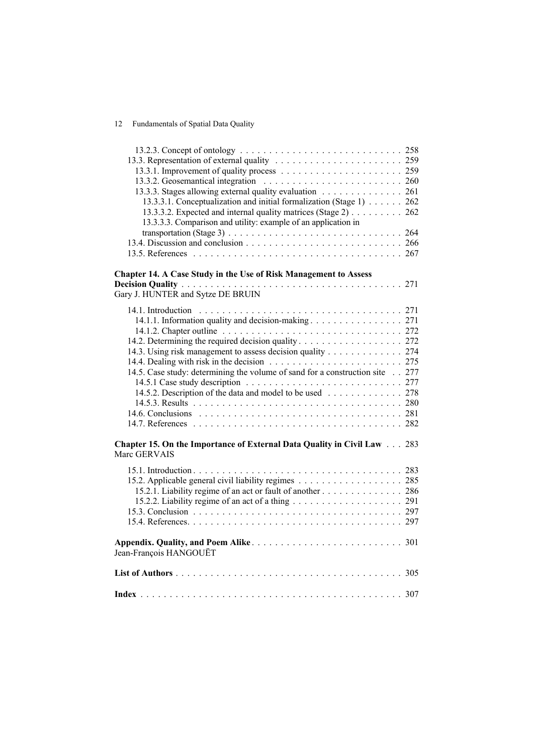13.2.3. Concept of ontology . . . . . . . . . . . . . . . . . . . . . . . . . . . . 258
13.3. Representation of external quality . . . . . . . . . . . . . . . . . . . . . . 259
13.3.1. Improvement of quality process . . . . . . . . . . . . . . . . . . . . . 259
13.3.2. Geosemantical integration . . . . . . . . . . . . . . . . . . . . . . . . 260
13.3.3. Stages allowing external quality evaluation . . . . . . . . . . . . . 261
13.3.3.1. Conceptualization and initial formalization (Stage 1) . . . . . . 262
13.3.3.2. Expected and internal quality matrices (Stage 2) . . . . . . . . . 262
13.3.3.3. Comparison and utility: example of an application in transportation (Stage 3) . . . . . . . . . . . . . . . . . . . . . . . . . . . . . 264
13.4. Discussion and conclusion . . . . . . . . . . . . . . . . . . . . . . . . . . . 266
13.5. References . . . . . . . . . . . . . . . . . . . . . . . . . . . . . . . . . . . . 267

**Chapter 14. A Case Study in the Use of Risk Management to Assess Decision Quality** . . . . . . . . . . . . . . . . . . . . . . . . . . . . . . . . . . . . . 271
Gary J. HUNTER and Sytze DE BRUIN

14.1. Introduction . . . . . . . . . . . . . . . . . . . . . . . . . . . . . . . . . . . 271
14.1.1. Information quality and decision-making . . . . . . . . . . . . . . . . 271
14.1.2. Chapter outline . . . . . . . . . . . . . . . . . . . . . . . . . . . . . . . 272
14.2. Determining the required decision quality . . . . . . . . . . . . . . . . . . 272
14.3. Using risk management to assess decision quality . . . . . . . . . . . . . 274
14.4. Dealing with risk in the decision . . . . . . . . . . . . . . . . . . . . . . . 275
14.5. Case study: determining the volume of sand for a construction site . . 277
14.5.1 Case study description . . . . . . . . . . . . . . . . . . . . . . . . . . . 277
14.5.2. Description of the data and model to be used . . . . . . . . . . . . . 278
14.5.3. Results . . . . . . . . . . . . . . . . . . . . . . . . . . . . . . . . . . . . 280
14.6. Conclusions . . . . . . . . . . . . . . . . . . . . . . . . . . . . . . . . . . . 281
14.7. References . . . . . . . . . . . . . . . . . . . . . . . . . . . . . . . . . . . . 282

**Chapter 15. On the Importance of External Data Quality in Civil Law** . . . 283
Marc GERVAIS

15.1. Introduction . . . . . . . . . . . . . . . . . . . . . . . . . . . . . . . . . . . 283
15.2. Applicable general civil liability regimes . . . . . . . . . . . . . . . . . . 285
15.2.1. Liability regime of an act or fault of another . . . . . . . . . . . . . . 286
15.2.2. Liability regime of an act of a thing . . . . . . . . . . . . . . . . . . . 291
15.3. Conclusion . . . . . . . . . . . . . . . . . . . . . . . . . . . . . . . . . . . . 297
15.4. References. . . . . . . . . . . . . . . . . . . . . . . . . . . . . . . . . . . . . 297

**Appendix. Quality, and Poem Alike** . . . . . . . . . . . . . . . . . . . . . . . . . 301
Jean-François HANGOUËT

**List of Authors** . . . . . . . . . . . . . . . . . . . . . . . . . . . . . . . . . . . . . 305

**Index** . . . . . . . . . . . . . . . . . . . . . . . . . . . . . . . . . . . . . . . . . . . 307